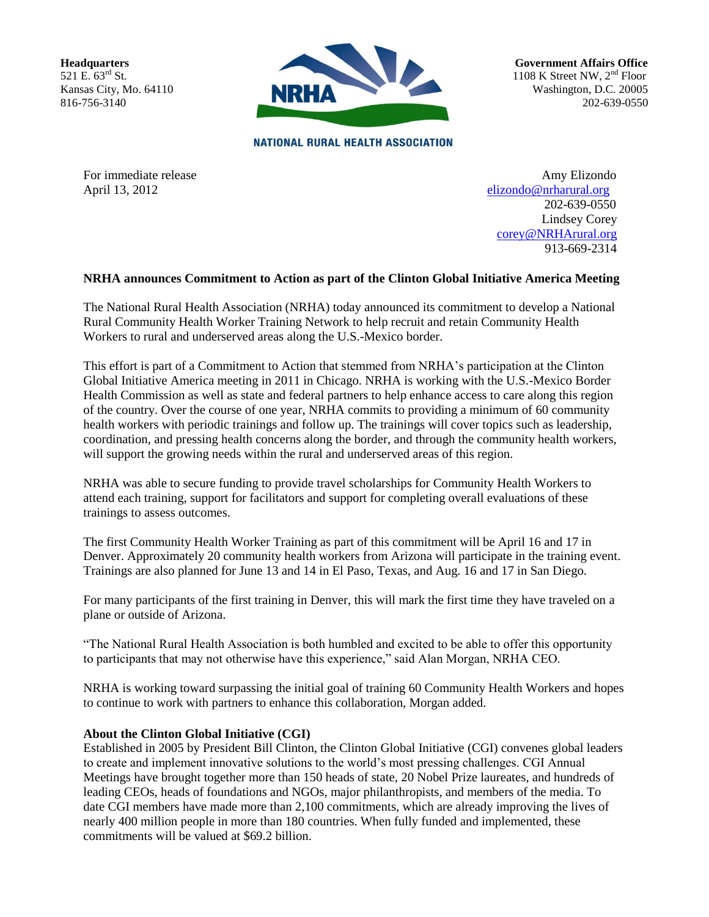**Headquarters**
521 E. 63rd St.
Kansas City, Mo. 64110
816-756-3140

NRHA

NATIONAL RURAL HEALTH ASSOCIATION

**Government Affairs Office**
1108 K Street NW, 2nd Floor
Washington, D.C. 20005
202-639-0550

For immediate release
April 13, 2012

Amy Elizondo
elizondo@nrharural.org
202-639-0550
Lindsey Corey
corey@NRHArural.org
913-669-2314

**NRHA announces Commitment to Action as part of the Clinton Global Initiative America Meeting**

The National Rural Health Association (NRHA) today announced its commitment to develop a National Rural Community Health Worker Training Network to help recruit and retain Community Health Workers to rural and underserved areas along the U.S.-Mexico border.

This effort is part of a Commitment to Action that stemmed from NRHA's participation at the Clinton Global Initiative America meeting in 2011 in Chicago. NRHA is working with the U.S.-Mexico Border Health Commission as well as state and federal partners to help enhance access to care along this region of the country. Over the course of one year, NRHA commits to providing a minimum of 60 community health workers with periodic trainings and follow up. The trainings will cover topics such as leadership, coordination, and pressing health concerns along the border, and through the community health workers, will support the growing needs within the rural and underserved areas of this region.

NRHA was able to secure funding to provide travel scholarships for Community Health Workers to attend each training, support for facilitators and support for completing overall evaluations of these trainings to assess outcomes.

The first Community Health Worker Training as part of this commitment will be April 16 and 17 in Denver. Approximately 20 community health workers from Arizona will participate in the training event. Trainings are also planned for June 13 and 14 in El Paso, Texas, and Aug. 16 and 17 in San Diego.

For many participants of the first training in Denver, this will mark the first time they have traveled on a plane or outside of Arizona.

"The National Rural Health Association is both humbled and excited to be able to offer this opportunity to participants that may not otherwise have this experience," said Alan Morgan, NRHA CEO.

NRHA is working toward surpassing the initial goal of training 60 Community Health Workers and hopes to continue to work with partners to enhance this collaboration, Morgan added.

**About the Clinton Global Initiative (CGI)**

Established in 2005 by President Bill Clinton, the Clinton Global Initiative (CGI) convenes global leaders to create and implement innovative solutions to the world's most pressing challenges. CGI Annual Meetings have brought together more than 150 heads of state, 20 Nobel Prize laureates, and hundreds of leading CEOs, heads of foundations and NGOs, major philanthropists, and members of the media. To date CGI members have made more than 2,100 commitments, which are already improving the lives of nearly 400 million people in more than 180 countries. When fully funded and implemented, these commitments will be valued at $69.2 billion.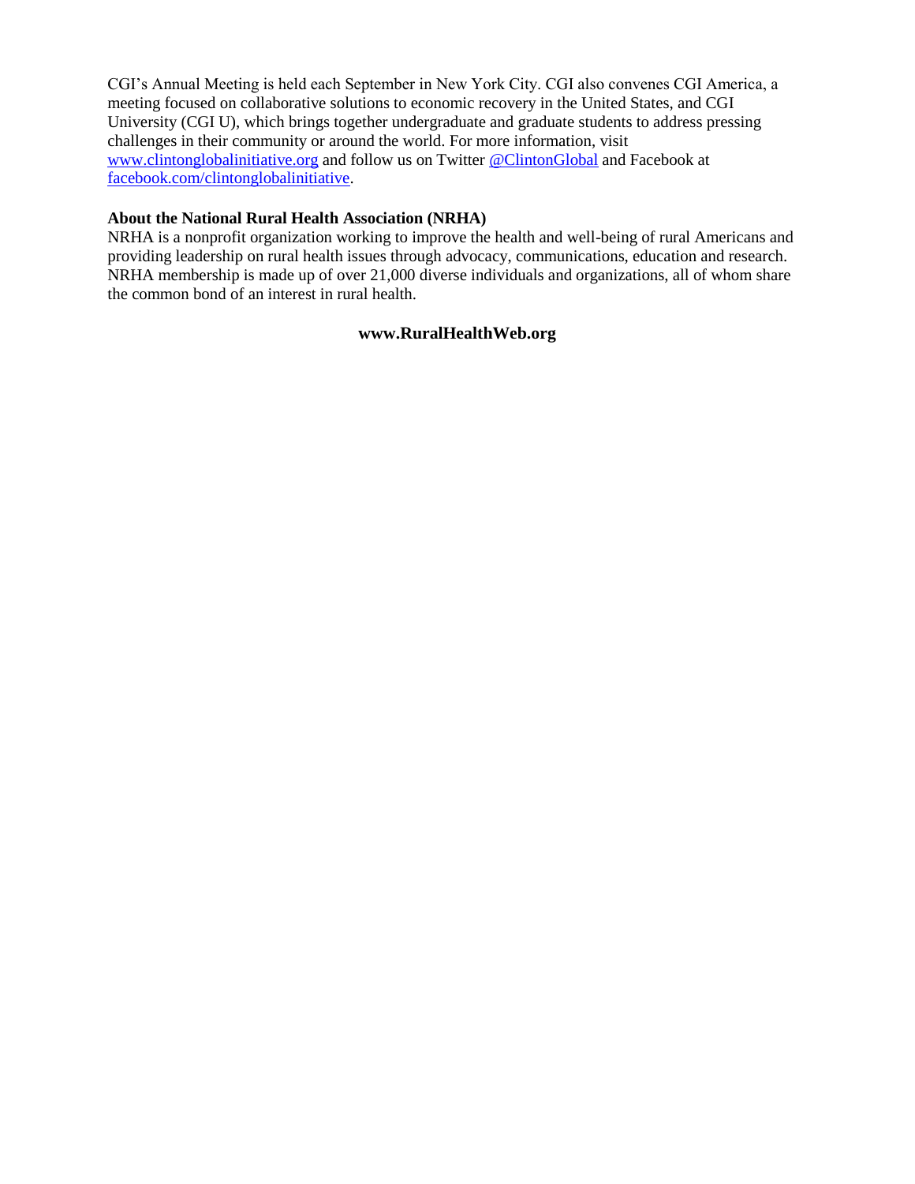CGI's Annual Meeting is held each September in New York City. CGI also convenes CGI America, a meeting focused on collaborative solutions to economic recovery in the United States, and CGI University (CGI U), which brings together undergraduate and graduate students to address pressing challenges in their community or around the world. For more information, visit [www.clintonglobalinitiative.org](http://www.clintonglobalinitiative.org) and follow us on Twitter [@ClintonGlobal](https://twitter.com/ClintonGlobal) and Facebook at [facebook.com/clintonglobalinitiative](http://facebook.com/clintonglobalinitiative).

**About the National Rural Health Association (NRHA)**

NRHA is a nonprofit organization working to improve the health and well-being of rural Americans and providing leadership on rural health issues through advocacy, communications, education and research. NRHA membership is made up of over 21,000 diverse individuals and organizations, all of whom share the common bond of an interest in rural health.

**www.RuralHealthWeb.org**